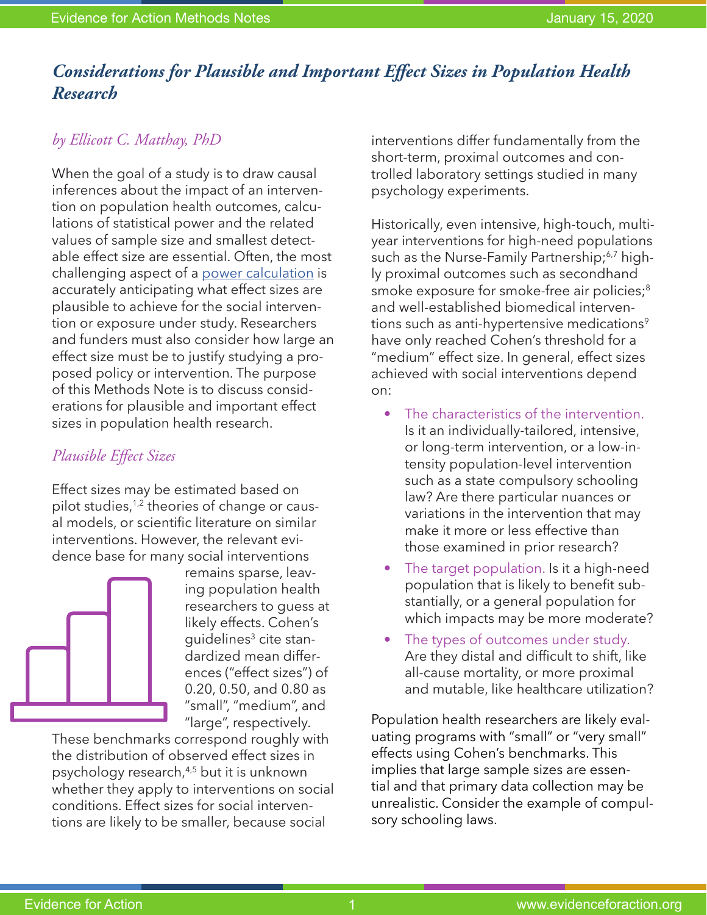# *Considerations for Plausible and Important Effect Sizes in Population Health Research*

*by Ellicott C. Matthay, PhD*

When the goal of a study is to draw causal inferences about the impact of an intervention on population health outcomes, calculations of statistical power and the related values of sample size and smallest detectable effect size are essential. Often, the most challenging aspect of a power calculation is accurately anticipating what effect sizes are plausible to achieve for the social intervention or exposure under study. Researchers and funders must also consider how large an effect size must be to justify studying a proposed policy or intervention. The purpose of this Methods Note is to discuss considerations for plausible and important effect sizes in population health research.

## *Plausible Effect Sizes*

Effect sizes may be estimated based on pilot studies,[1,2] theories of change or causal models, or scientific literature on similar interventions. However, the relevant evidence base for many social interventions remains sparse, leaving population health researchers to guess at likely effects. Cohen's guidelines[3] cite standardized mean differences ("effect sizes") of 0.20, 0.50, and 0.80 as "small", "medium", and "large", respectively. These benchmarks correspond roughly with the distribution of observed effect sizes in psychology research,[4,5] but it is unknown whether they apply to interventions on social conditions. Effect sizes for social interventions are likely to be smaller, because social interventions differ fundamentally from the short-term, proximal outcomes and controlled laboratory settings studied in many psychology experiments.

Historically, even intensive, high-touch, multi-year interventions for high-need populations such as the Nurse-Family Partnership;[6,7] highly proximal outcomes such as secondhand smoke exposure for smoke-free air policies;[8] and well-established biomedical interventions such as anti-hypertensive medications[9] have only reached Cohen's threshold for a "medium" effect size. In general, effect sizes achieved with social interventions depend on:

- The characteristics of the intervention. Is it an individually-tailored, intensive, or long-term intervention, or a low-intensity population-level intervention such as a state compulsory schooling law? Are there particular nuances or variations in the intervention that may make it more or less effective than those examined in prior research?
- The target population. Is it a high-need population that is likely to benefit substantially, or a general population for which impacts may be more moderate?
- The types of outcomes under study. Are they distal and difficult to shift, like all-cause mortality, or more proximal and mutable, like healthcare utilization?

Population health researchers are likely evaluating programs with "small" or "very small" effects using Cohen's benchmarks. This implies that large sample sizes are essential and that primary data collection may be unrealistic. Consider the example of compulsory schooling laws.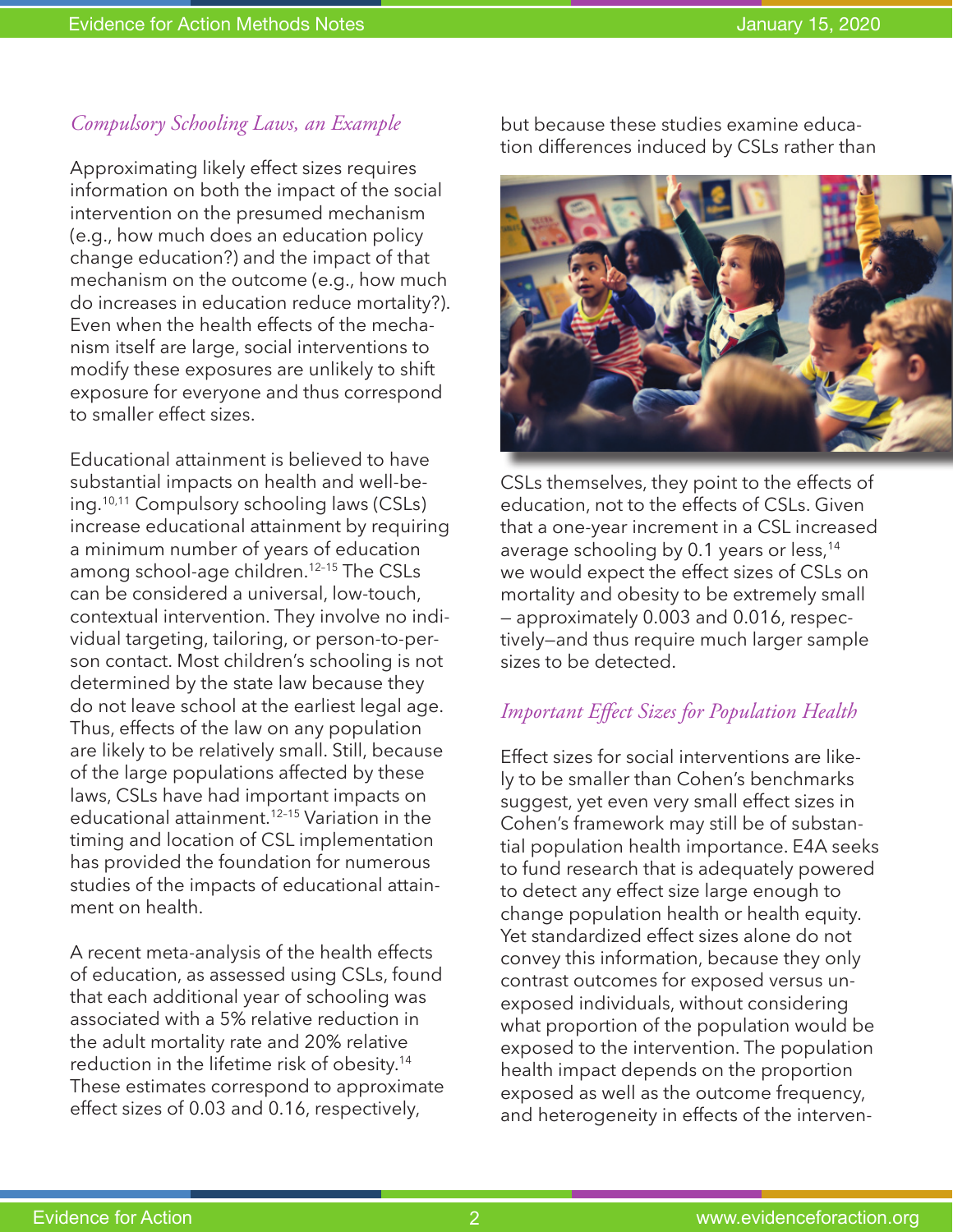*Compulsory Schooling Laws, an Example*

Approximating likely effect sizes requires information on both the impact of the social intervention on the presumed mechanism (e.g., how much does an education policy change education?) and the impact of that mechanism on the outcome (e.g., how much do increases in education reduce mortality?). Even when the health effects of the mechanism itself are large, social interventions to modify these exposures are unlikely to shift exposure for everyone and thus correspond to smaller effect sizes.

Educational attainment is believed to have substantial impacts on health and well-being.[10,11] Compulsory schooling laws (CSLs) increase educational attainment by requiring a minimum number of years of education among school-age children.[12-15] The CSLs can be considered a universal, low-touch, contextual intervention. They involve no individual targeting, tailoring, or person-to-person contact. Most children's schooling is not determined by the state law because they do not leave school at the earliest legal age. Thus, effects of the law on any population are likely to be relatively small. Still, because of the large populations affected by these laws, CSLs have had important impacts on educational attainment.[12-15] Variation in the timing and location of CSL implementation has provided the foundation for numerous studies of the impacts of educational attainment on health.

A recent meta-analysis of the health effects of education, as assessed using CSLs, found that each additional year of schooling was associated with a 5% relative reduction in the adult mortality rate and 20% relative reduction in the lifetime risk of obesity.[14] These estimates correspond to approximate effect sizes of 0.03 and 0.16, respectively, but because these studies examine education differences induced by CSLs rather than CSLs themselves, they point to the effects of education, not to the effects of CSLs. Given that a one-year increment in a CSL increased average schooling by 0.1 years or less,[14] we would expect the effect sizes of CSLs on mortality and obesity to be extremely small – approximately 0.003 and 0.016, respectively—and thus require much larger sample sizes to be detected.

*Important Effect Sizes for Population Health*

Effect sizes for social interventions are likely to be smaller than Cohen's benchmarks suggest, yet even very small effect sizes in Cohen's framework may still be of substantial population health importance. E4A seeks to fund research that is adequately powered to detect any effect size large enough to change population health or health equity. Yet standardized effect sizes alone do not convey this information, because they only contrast outcomes for exposed versus unexposed individuals, without considering what proportion of the population would be exposed to the intervention. The population health impact depends on the proportion exposed as well as the outcome frequency, and heterogeneity in effects of the interven-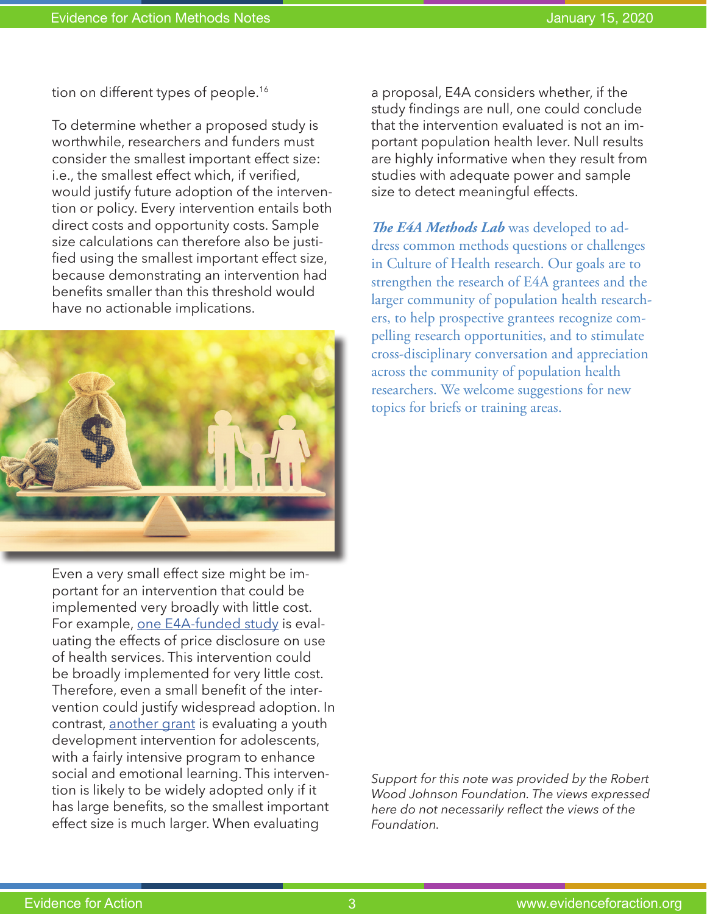tion on different types of people.[16]

To determine whether a proposed study is worthwhile, researchers and funders must consider the smallest important effect size: i.e., the smallest effect which, if verified, would justify future adoption of the intervention or policy. Every intervention entails both direct costs and opportunity costs. Sample size calculations can therefore also be justified using the smallest important effect size, because demonstrating an intervention had benefits smaller than this threshold would have no actionable implications.

Even a very small effect size might be important for an intervention that could be implemented very broadly with little cost. For example, one E4A-funded study is evaluating the effects of price disclosure on use of health services. This intervention could be broadly implemented for very little cost. Therefore, even a small benefit of the intervention could justify widespread adoption. In contrast, another grant is evaluating a youth development intervention for adolescents, with a fairly intensive program to enhance social and emotional learning. This intervention is likely to be widely adopted only if it has large benefits, so the smallest important effect size is much larger. When evaluating a proposal, E4A considers whether, if the study findings are null, one could conclude that the intervention evaluated is not an important population health lever. Null results are highly informative when they result from studies with adequate power and sample size to detect meaningful effects.

***The E4A Methods Lab*** was developed to address common methods questions or challenges in Culture of Health research. Our goals are to strengthen the research of E4A grantees and the larger community of population health researchers, to help prospective grantees recognize compelling research opportunities, and to stimulate cross-disciplinary conversation and appreciation across the community of population health researchers. We welcome suggestions for new topics for briefs or training areas.

*Support for this note was provided by the Robert Wood Johnson Foundation. The views expressed here do not necessarily reflect the views of the Foundation.*